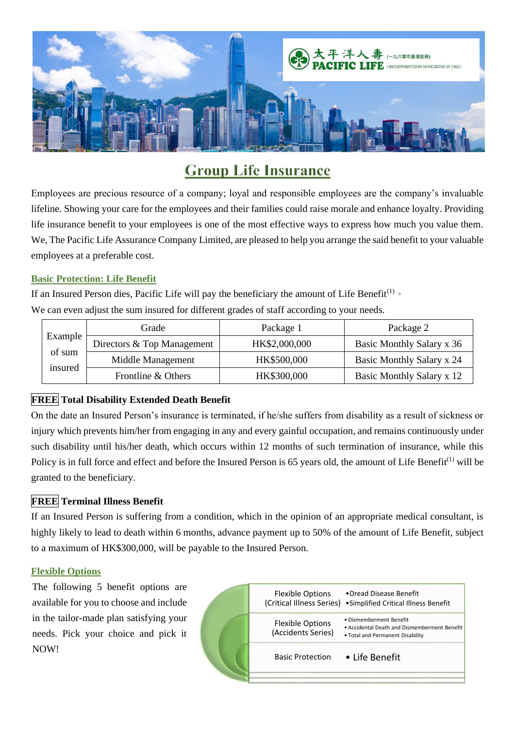太平洋人壽 (一九六零年香港註冊)
PACIFIC LIFE (INCORPORATED IN HONG KONG IN 1960)

# Group Life Insurance

Employees are precious resource of a company; loyal and responsible employees are the company's invaluable lifeline. Showing your care for the employees and their families could raise morale and enhance loyalty. Providing life insurance benefit to your employees is one of the most effective ways to express how much you value them. We, The Pacific Life Assurance Company Limited, are pleased to help you arrange the said benefit to your valuable employees at a preferable cost.

## Basic Protection: Life Benefit

If an Insured Person dies, Pacific Life will pay the beneficiary the amount of Life Benefit(1) 。

We can even adjust the sum insured for different grades of staff according to your needs.

| | Grade | Package 1 | Package 2 |
|---|---|---|---|
| Example of sum insured | Directors & Top Management | HK$2,000,000 | Basic Monthly Salary x 36 |
| | Middle Management | HK$500,000 | Basic Monthly Salary x 24 |
| | Frontline & Others | HK$300,000 | Basic Monthly Salary x 12 |

### FREE Total Disability Extended Death Benefit

On the date an Insured Person's insurance is terminated, if he/she suffers from disability as a result of sickness or injury which prevents him/her from engaging in any and every gainful occupation, and remains continuously under such disability until his/her death, which occurs within 12 months of such termination of insurance, while this Policy is in full force and effect and before the Insured Person is 65 years old, the amount of Life Benefit(1) will be granted to the beneficiary.

### FREE Terminal Illness Benefit

If an Insured Person is suffering from a condition, which in the opinion of an appropriate medical consultant, is highly likely to lead to death within 6 months, advance payment up to 50% of the amount of Life Benefit, subject to a maximum of HK$300,000, will be payable to the Insured Person.

## Flexible Options

The following 5 benefit options are available for you to choose and include in the tailor-made plan satisfying your needs. Pick your choice and pick it NOW!

| | |
|---|---|
| Flexible Options (Critical Illness Series) | • Dread Disease Benefit<br>• Simplified Critical Illness Benefit |
| Flexible Options (Accidents Series) | • Dismemberment Benefit<br>• Accidental Death and Dismemberment Benefit<br>• Total and Permanent Disability |
| Basic Protection | • Life Benefit |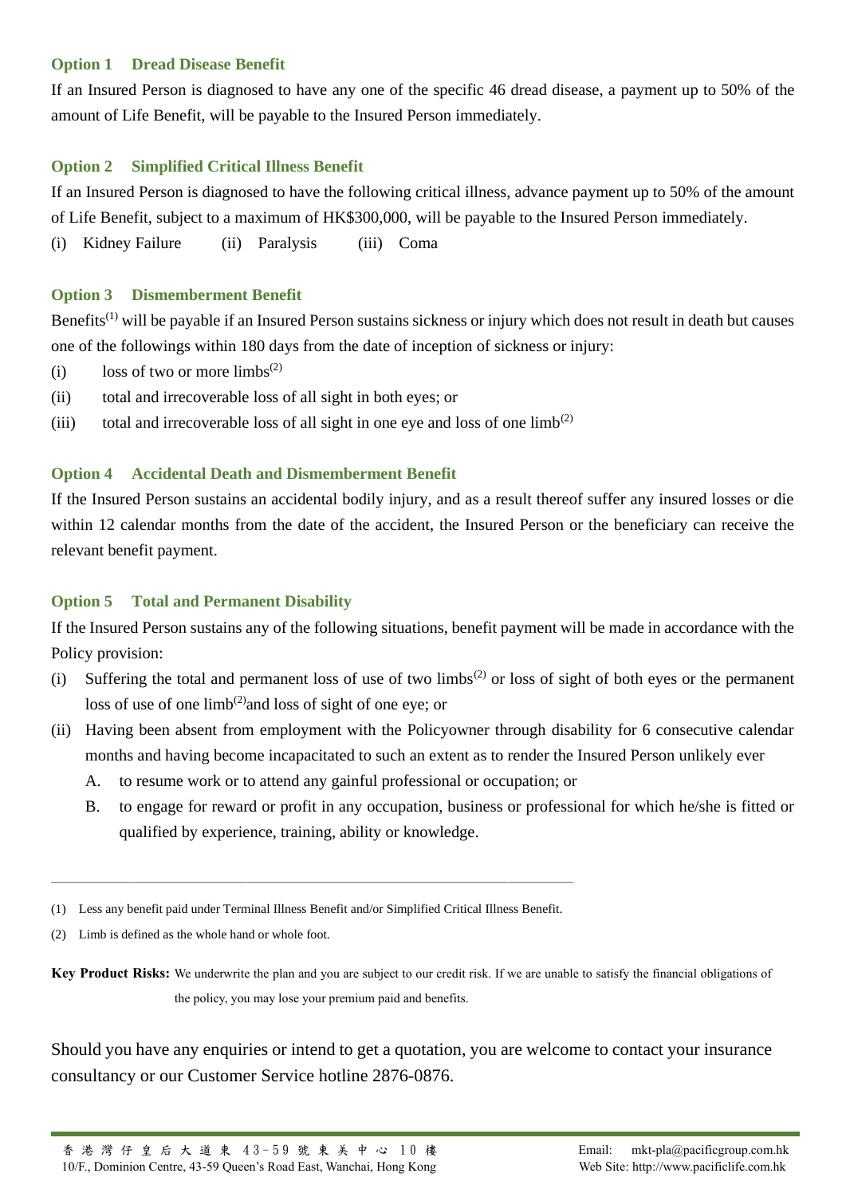### Option 1 Dread Disease Benefit

If an Insured Person is diagnosed to have any one of the specific 46 dread disease, a payment up to 50% of the amount of Life Benefit, will be payable to the Insured Person immediately.

### Option 2 Simplified Critical Illness Benefit

If an Insured Person is diagnosed to have the following critical illness, advance payment up to 50% of the amount of Life Benefit, subject to a maximum of HK$300,000, will be payable to the Insured Person immediately.

(i) Kidney Failure (ii) Paralysis (iii) Coma

### Option 3 Dismemberment Benefit

Benefits[(1)] will be payable if an Insured Person sustains sickness or injury which does not result in death but causes one of the followings within 180 days from the date of inception of sickness or injury:

(i) loss of two or more limbs[(2)]

(ii) total and irrecoverable loss of all sight in both eyes; or

(iii) total and irrecoverable loss of all sight in one eye and loss of one limb[(2)]

### Option 4 Accidental Death and Dismemberment Benefit

If the Insured Person sustains an accidental bodily injury, and as a result thereof suffer any insured losses or die within 12 calendar months from the date of the accident, the Insured Person or the beneficiary can receive the relevant benefit payment.

### Option 5 Total and Permanent Disability

If the Insured Person sustains any of the following situations, benefit payment will be made in accordance with the Policy provision:

(i) Suffering the total and permanent loss of use of two limbs[(2)] or loss of sight of both eyes or the permanent loss of use of one limb[(2)]and loss of sight of one eye; or

(ii) Having been absent from employment with the Policyowner through disability for 6 consecutive calendar months and having become incapacitated to such an extent as to render the Insured Person unlikely ever

   A. to resume work or to attend any gainful professional or occupation; or

   B. to engage for reward or profit in any occupation, business or professional for which he/she is fitted or qualified by experience, training, ability or knowledge.

---

(1) Less any benefit paid under Terminal Illness Benefit and/or Simplified Critical Illness Benefit.

(2) Limb is defined as the whole hand or whole foot.

**Key Product Risks:** We underwrite the plan and you are subject to our credit risk. If we are unable to satisfy the financial obligations of the policy, you may lose your premium paid and benefits.

Should you have any enquiries or intend to get a quotation, you are welcome to contact your insurance consultancy or our Customer Service hotline 2876-0876.

香港灣仔皇后大道東 43-59 號東美中心 10 樓
10/F., Dominion Centre, 43-59 Queen's Road East, Wanchai, Hong Kong

Email: mkt-pla@pacificgroup.com.hk
Web Site: http://www.pacificlife.com.hk